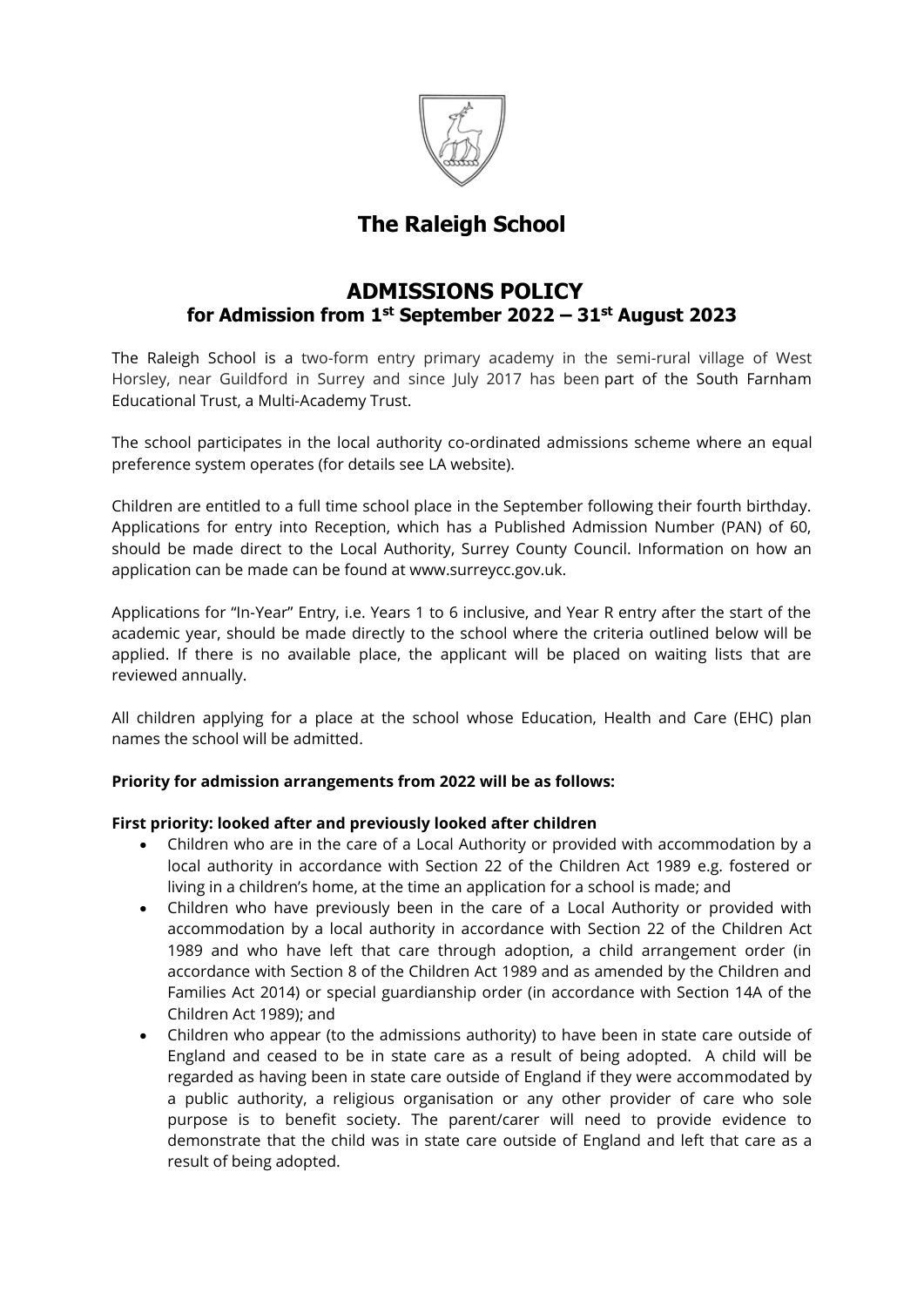# The Raleigh School

## ADMISSIONS POLICY
### for Admission from 1st September 2022 – 31st August 2023

The Raleigh School is a two-form entry primary academy in the semi-rural village of West Horsley, near Guildford in Surrey and since July 2017 has been part of the South Farnham Educational Trust, a Multi-Academy Trust.

The school participates in the local authority co-ordinated admissions scheme where an equal preference system operates (for details see LA website).

Children are entitled to a full time school place in the September following their fourth birthday. Applications for entry into Reception, which has a Published Admission Number (PAN) of 60, should be made direct to the Local Authority, Surrey County Council. Information on how an application can be made can be found at www.surreycc.gov.uk.

Applications for "In-Year" Entry, i.e. Years 1 to 6 inclusive, and Year R entry after the start of the academic year, should be made directly to the school where the criteria outlined below will be applied. If there is no available place, the applicant will be placed on waiting lists that are reviewed annually.

All children applying for a place at the school whose Education, Health and Care (EHC) plan names the school will be admitted.

**Priority for admission arrangements from 2022 will be as follows:**

**First priority: looked after and previously looked after children**

- Children who are in the care of a Local Authority or provided with accommodation by a local authority in accordance with Section 22 of the Children Act 1989 e.g. fostered or living in a children's home, at the time an application for a school is made; and
- Children who have previously been in the care of a Local Authority or provided with accommodation by a local authority in accordance with Section 22 of the Children Act 1989 and who have left that care through adoption, a child arrangement order (in accordance with Section 8 of the Children Act 1989 and as amended by the Children and Families Act 2014) or special guardianship order (in accordance with Section 14A of the Children Act 1989); and
- Children who appear (to the admissions authority) to have been in state care outside of England and ceased to be in state care as a result of being adopted. A child will be regarded as having been in state care outside of England if they were accommodated by a public authority, a religious organisation or any other provider of care who sole purpose is to benefit society. The parent/carer will need to provide evidence to demonstrate that the child was in state care outside of England and left that care as a result of being adopted.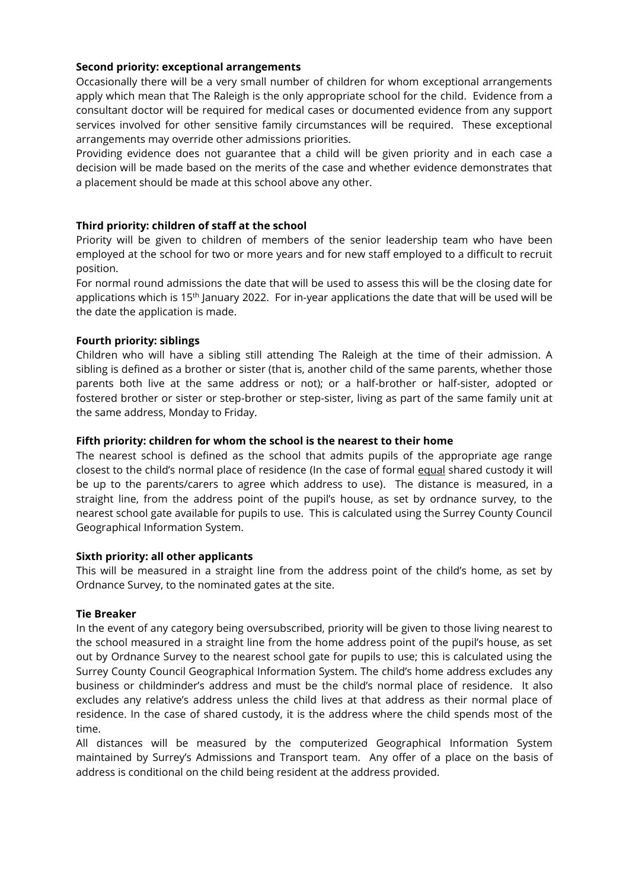**Second priority: exceptional arrangements**

Occasionally there will be a very small number of children for whom exceptional arrangements apply which mean that The Raleigh is the only appropriate school for the child. Evidence from a consultant doctor will be required for medical cases or documented evidence from any support services involved for other sensitive family circumstances will be required. These exceptional arrangements may override other admissions priorities.

Providing evidence does not guarantee that a child will be given priority and in each case a decision will be made based on the merits of the case and whether evidence demonstrates that a placement should be made at this school above any other.

**Third priority: children of staff at the school**

Priority will be given to children of members of the senior leadership team who have been employed at the school for two or more years and for new staff employed to a difficult to recruit position.

For normal round admissions the date that will be used to assess this will be the closing date for applications which is 15th January 2022. For in-year applications the date that will be used will be the date the application is made.

**Fourth priority: siblings**

Children who will have a sibling still attending The Raleigh at the time of their admission. A sibling is defined as a brother or sister (that is, another child of the same parents, whether those parents both live at the same address or not); or a half-brother or half-sister, adopted or fostered brother or sister or step-brother or step-sister, living as part of the same family unit at the same address, Monday to Friday.

**Fifth priority: children for whom the school is the nearest to their home**

The nearest school is defined as the school that admits pupils of the appropriate age range closest to the child's normal place of residence (In the case of formal equal shared custody it will be up to the parents/carers to agree which address to use). The distance is measured, in a straight line, from the address point of the pupil's house, as set by ordnance survey, to the nearest school gate available for pupils to use. This is calculated using the Surrey County Council Geographical Information System.

**Sixth priority: all other applicants**

This will be measured in a straight line from the address point of the child's home, as set by Ordnance Survey, to the nominated gates at the site.

**Tie Breaker**

In the event of any category being oversubscribed, priority will be given to those living nearest to the school measured in a straight line from the home address point of the pupil's house, as set out by Ordnance Survey to the nearest school gate for pupils to use; this is calculated using the Surrey County Council Geographical Information System. The child's home address excludes any business or childminder's address and must be the child's normal place of residence. It also excludes any relative's address unless the child lives at that address as their normal place of residence. In the case of shared custody, it is the address where the child spends most of the time.

All distances will be measured by the computerized Geographical Information System maintained by Surrey's Admissions and Transport team. Any offer of a place on the basis of address is conditional on the child being resident at the address provided.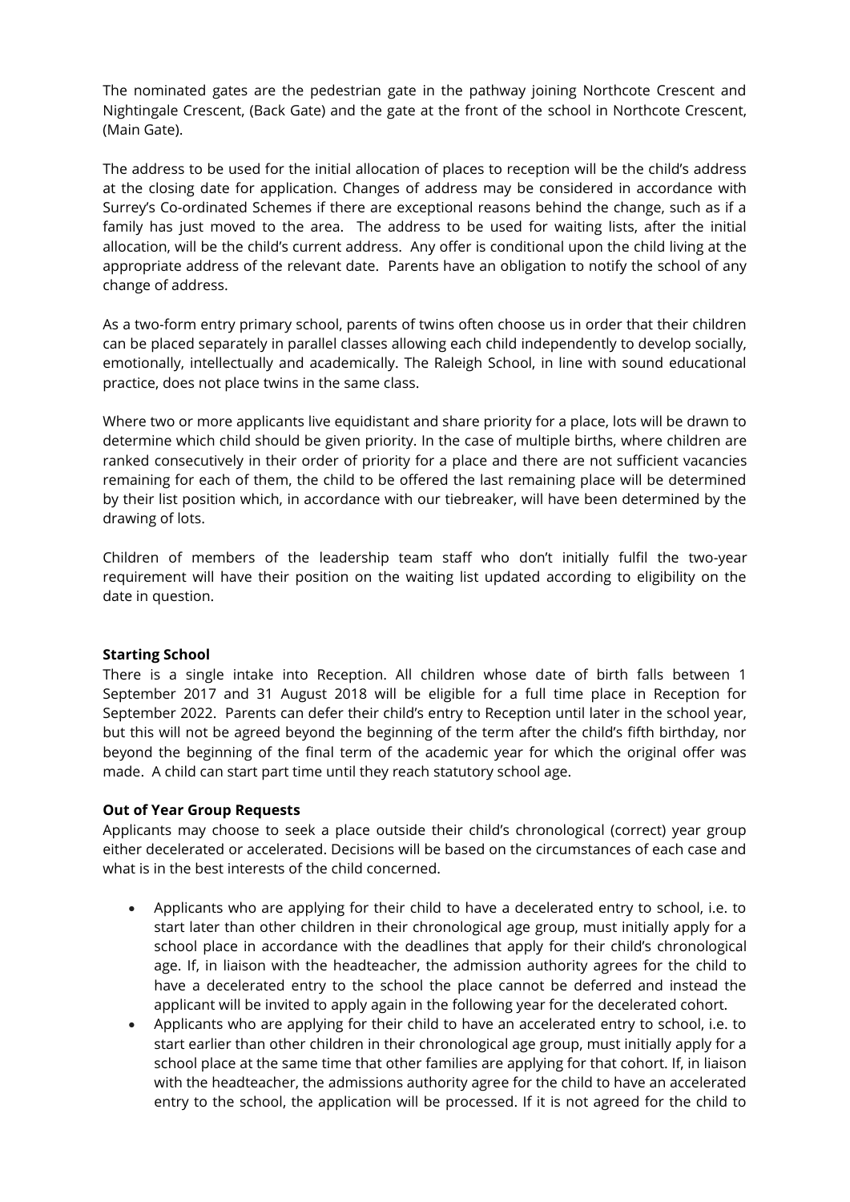The nominated gates are the pedestrian gate in the pathway joining Northcote Crescent and Nightingale Crescent, (Back Gate) and the gate at the front of the school in Northcote Crescent, (Main Gate).

The address to be used for the initial allocation of places to reception will be the child's address at the closing date for application. Changes of address may be considered in accordance with Surrey's Co-ordinated Schemes if there are exceptional reasons behind the change, such as if a family has just moved to the area. The address to be used for waiting lists, after the initial allocation, will be the child's current address. Any offer is conditional upon the child living at the appropriate address of the relevant date. Parents have an obligation to notify the school of any change of address.

As a two-form entry primary school, parents of twins often choose us in order that their children can be placed separately in parallel classes allowing each child independently to develop socially, emotionally, intellectually and academically. The Raleigh School, in line with sound educational practice, does not place twins in the same class.

Where two or more applicants live equidistant and share priority for a place, lots will be drawn to determine which child should be given priority. In the case of multiple births, where children are ranked consecutively in their order of priority for a place and there are not sufficient vacancies remaining for each of them, the child to be offered the last remaining place will be determined by their list position which, in accordance with our tiebreaker, will have been determined by the drawing of lots.

Children of members of the leadership team staff who don't initially fulfil the two-year requirement will have their position on the waiting list updated according to eligibility on the date in question.

**Starting School**

There is a single intake into Reception. All children whose date of birth falls between 1 September 2017 and 31 August 2018 will be eligible for a full time place in Reception for September 2022. Parents can defer their child's entry to Reception until later in the school year, but this will not be agreed beyond the beginning of the term after the child's fifth birthday, nor beyond the beginning of the final term of the academic year for which the original offer was made. A child can start part time until they reach statutory school age.

**Out of Year Group Requests**

Applicants may choose to seek a place outside their child's chronological (correct) year group either decelerated or accelerated. Decisions will be based on the circumstances of each case and what is in the best interests of the child concerned.

- Applicants who are applying for their child to have a decelerated entry to school, i.e. to start later than other children in their chronological age group, must initially apply for a school place in accordance with the deadlines that apply for their child's chronological age. If, in liaison with the headteacher, the admission authority agrees for the child to have a decelerated entry to the school the place cannot be deferred and instead the applicant will be invited to apply again in the following year for the decelerated cohort.
- Applicants who are applying for their child to have an accelerated entry to school, i.e. to start earlier than other children in their chronological age group, must initially apply for a school place at the same time that other families are applying for that cohort. If, in liaison with the headteacher, the admissions authority agree for the child to have an accelerated entry to the school, the application will be processed. If it is not agreed for the child to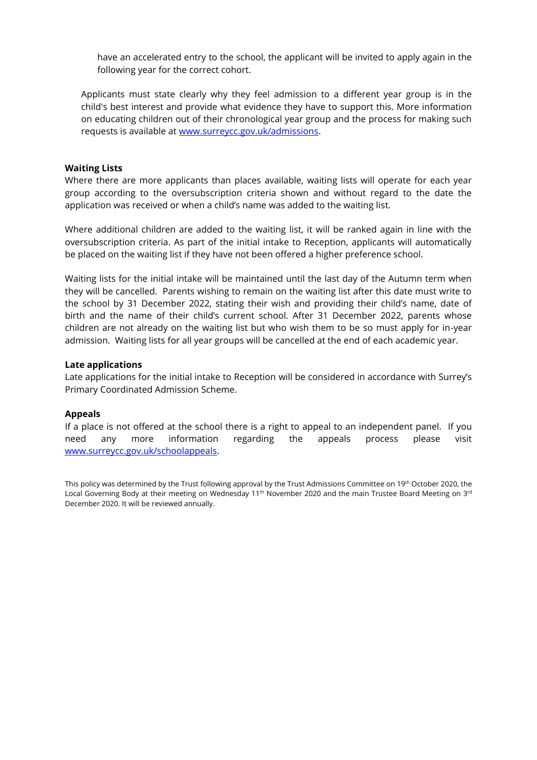have an accelerated entry to the school, the applicant will be invited to apply again in the following year for the correct cohort.

Applicants must state clearly why they feel admission to a different year group is in the child's best interest and provide what evidence they have to support this. More information on educating children out of their chronological year group and the process for making such requests is available at [www.surreycc.gov.uk/admissions](www.surreycc.gov.uk/admissions).

**Waiting Lists**

Where there are more applicants than places available, waiting lists will operate for each year group according to the oversubscription criteria shown and without regard to the date the application was received or when a child's name was added to the waiting list.

Where additional children are added to the waiting list, it will be ranked again in line with the oversubscription criteria. As part of the initial intake to Reception, applicants will automatically be placed on the waiting list if they have not been offered a higher preference school.

Waiting lists for the initial intake will be maintained until the last day of the Autumn term when they will be cancelled. Parents wishing to remain on the waiting list after this date must write to the school by 31 December 2022, stating their wish and providing their child's name, date of birth and the name of their child's current school. After 31 December 2022, parents whose children are not already on the waiting list but who wish them to be so must apply for in-year admission. Waiting lists for all year groups will be cancelled at the end of each academic year.

**Late applications**

Late applications for the initial intake to Reception will be considered in accordance with Surrey's Primary Coordinated Admission Scheme.

**Appeals**

If a place is not offered at the school there is a right to appeal to an independent panel. If you need any more information regarding the appeals process please visit [www.surreycc.gov.uk/schoolappeals](www.surreycc.gov.uk/schoolappeals).

This policy was determined by the Trust following approval by the Trust Admissions Committee on 19th October 2020, the Local Governing Body at their meeting on Wednesday 11th November 2020 and the main Trustee Board Meeting on 3rd December 2020. It will be reviewed annually.